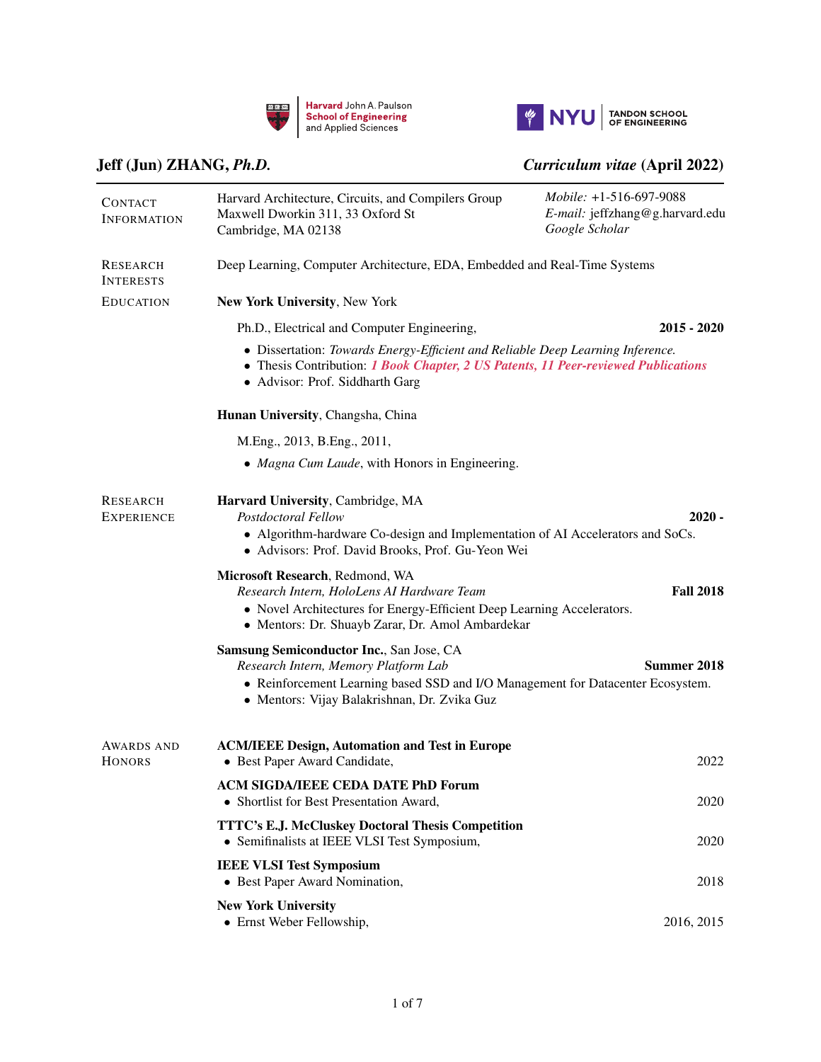Harvard John A. Paulson School of Engineering and Applied Sciences | NYU Tandon School of Engineering

# Jeff (Jun) ZHANG, *Ph.D.*

***Curriculum vitae* (April 2022)**

## Contact Information

Harvard Architecture, Circuits, and Compilers Group
Maxwell Dworkin 311, 33 Oxford St
Cambridge, MA 02138

*Mobile:* +1-516-697-9088
*E-mail:* jeffzhang@g.harvard.edu
*Google Scholar*

## Research Interests

Deep Learning, Computer Architecture, EDA, Embedded and Real-Time Systems

## Education

**New York University**, New York

Ph.D., Electrical and Computer Engineering, **2015 - 2020**

- Dissertation: *Towards Energy-Efficient and Reliable Deep Learning Inference.*
- Thesis Contribution: ***1 Book Chapter, 2 US Patents, 11 Peer-reviewed Publications***
- Advisor: Prof. Siddharth Garg

**Hunan University**, Changsha, China

M.Eng., 2013, B.Eng., 2011,

- *Magna Cum Laude*, with Honors in Engineering.

## Research Experience

**Harvard University**, Cambridge, MA
*Postdoctoral Fellow* **2020 -**

- Algorithm-hardware Co-design and Implementation of AI Accelerators and SoCs.
- Advisors: Prof. David Brooks, Prof. Gu-Yeon Wei

**Microsoft Research**, Redmond, WA
*Research Intern, HoloLens AI Hardware Team* **Fall 2018**

- Novel Architectures for Energy-Efficient Deep Learning Accelerators.
- Mentors: Dr. Shuayb Zarar, Dr. Amol Ambardekar

**Samsung Semiconductor Inc.**, San Jose, CA
*Research Intern, Memory Platform Lab* **Summer 2018**

- Reinforcement Learning based SSD and I/O Management for Datacenter Ecosystem.
- Mentors: Vijay Balakrishnan, Dr. Zvika Guz

## Awards and Honors

**ACM/IEEE Design, Automation and Test in Europe**

- Best Paper Award Candidate, 2022

**ACM SIGDA/IEEE CEDA DATE PhD Forum**

- Shortlist for Best Presentation Award, 2020

**TTTC's E.J. McCluskey Doctoral Thesis Competition**

- Semifinalists at IEEE VLSI Test Symposium, 2020

**IEEE VLSI Test Symposium**

- Best Paper Award Nomination, 2018

**New York University**

- Ernst Weber Fellowship, 2016, 2015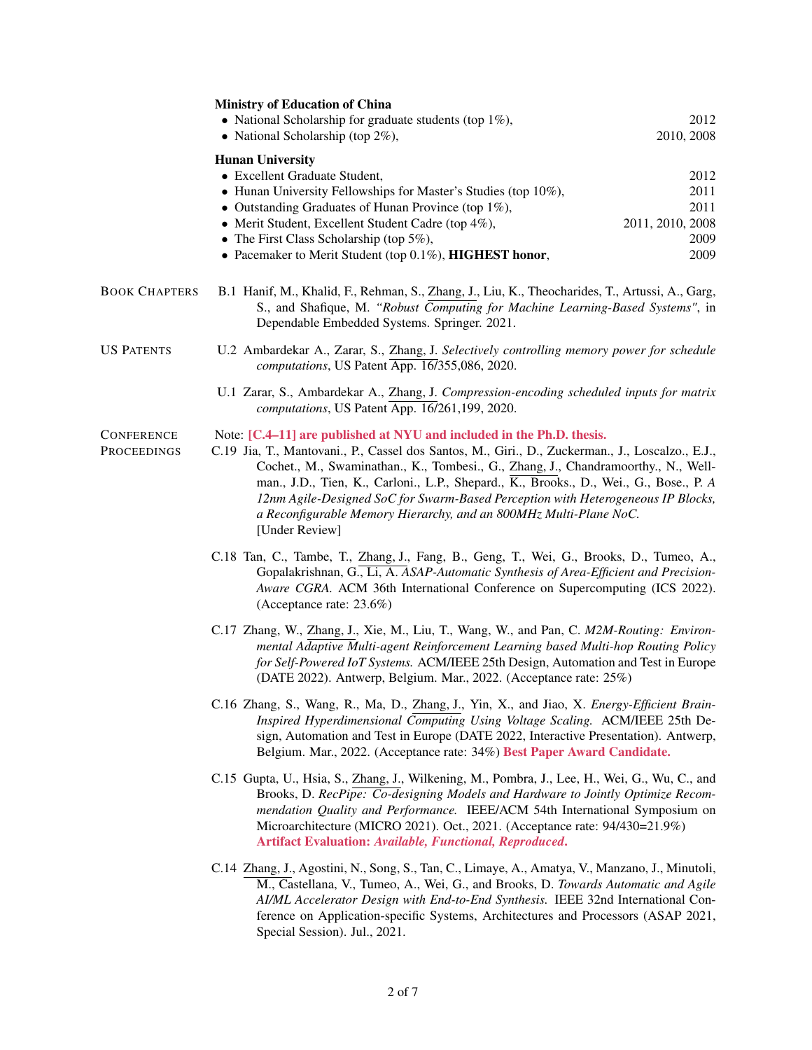**Ministry of Education of China**

- National Scholarship for graduate students (top 1%), 2012
- National Scholarship (top 2%), 2010, 2008

**Hunan University**

- Excellent Graduate Student, 2012
- Hunan University Fellowships for Master's Studies (top 10%), 2011
- Outstanding Graduates of Hunan Province (top 1%), 2011
- Merit Student, Excellent Student Cadre (top 4%), 2011, 2010, 2008
- The First Class Scholarship (top 5%), 2009
- Pacemaker to Merit Student (top 0.1%), **HIGHEST honor**, 2009

## Book Chapters

B.1 Hanif, M., Khalid, F., Rehman, S., Zhang, J., Liu, K., Theocharides, T., Artussi, A., Garg, S., and Shafique, M. *"Robust Computing for Machine Learning-Based Systems"*, in Dependable Embedded Systems. Springer. 2021.

## US Patents

U.2 Ambardekar A., Zarar, S., Zhang, J. *Selectively controlling memory power for schedule computations*, US Patent App. 16/355,086, 2020.

U.1 Zarar, S., Ambardekar A., Zhang, J. *Compression-encoding scheduled inputs for matrix computations*, US Patent App. 16/261,199, 2020.

## Conference Proceedings

Note: **[C.4–11] are published at NYU and included in the Ph.D. thesis.**

C.19 Jia, T., Mantovani., P., Cassel dos Santos, M., Giri., D., Zuckerman., J., Loscalzo., E.J., Cochet., M., Swaminathan., K., Tombesi., G., Zhang, J., Chandramoorthy., N., Wellman., J.D., Tien, K., Carloni., L.P., Shepard., K., Brooks., D., Wei., G., Bose., P. *A 12nm Agile-Designed SoC for Swarm-Based Perception with Heterogeneous IP Blocks, a Reconfigurable Memory Hierarchy, and an 800MHz Multi-Plane NoC.* [Under Review]

C.18 Tan, C., Tambe, T., Zhang, J., Fang, B., Geng, T., Wei, G., Brooks, D., Tumeo, A., Gopalakrishnan, G., Li, A. *ASAP-Automatic Synthesis of Area-Efficient and Precision-Aware CGRA.* ACM 36th International Conference on Supercomputing (ICS 2022). (Acceptance rate: 23.6%)

C.17 Zhang, W., Zhang, J., Xie, M., Liu, T., Wang, W., and Pan, C. *M2M-Routing: Environmental Adaptive Multi-agent Reinforcement Learning based Multi-hop Routing Policy for Self-Powered IoT Systems.* ACM/IEEE 25th Design, Automation and Test in Europe (DATE 2022). Antwerp, Belgium. Mar., 2022. (Acceptance rate: 25%)

C.16 Zhang, S., Wang, R., Ma, D., Zhang, J., Yin, X., and Jiao, X. *Energy-Efficient Brain-Inspired Hyperdimensional Computing Using Voltage Scaling.* ACM/IEEE 25th Design, Automation and Test in Europe (DATE 2022, Interactive Presentation). Antwerp, Belgium. Mar., 2022. (Acceptance rate: 34%) **Best Paper Award Candidate.**

C.15 Gupta, U., Hsia, S., Zhang, J., Wilkening, M., Pombra, J., Lee, H., Wei, G., Wu, C., and Brooks, D. *RecPipe: Co-designing Models and Hardware to Jointly Optimize Recommendation Quality and Performance.* IEEE/ACM 54th International Symposium on Microarchitecture (MICRO 2021). Oct., 2021. (Acceptance rate: 94/430=21.9%) **Artifact Evaluation: *Available, Functional, Reproduced*.**

C.14 Zhang, J., Agostini, N., Song, S., Tan, C., Limaye, A., Amatya, V., Manzano, J., Minutoli, M., Castellana, V., Tumeo, A., Wei, G., and Brooks, D. *Towards Automatic and Agile AI/ML Accelerator Design with End-to-End Synthesis.* IEEE 32nd International Conference on Application-specific Systems, Architectures and Processors (ASAP 2021, Special Session). Jul., 2021.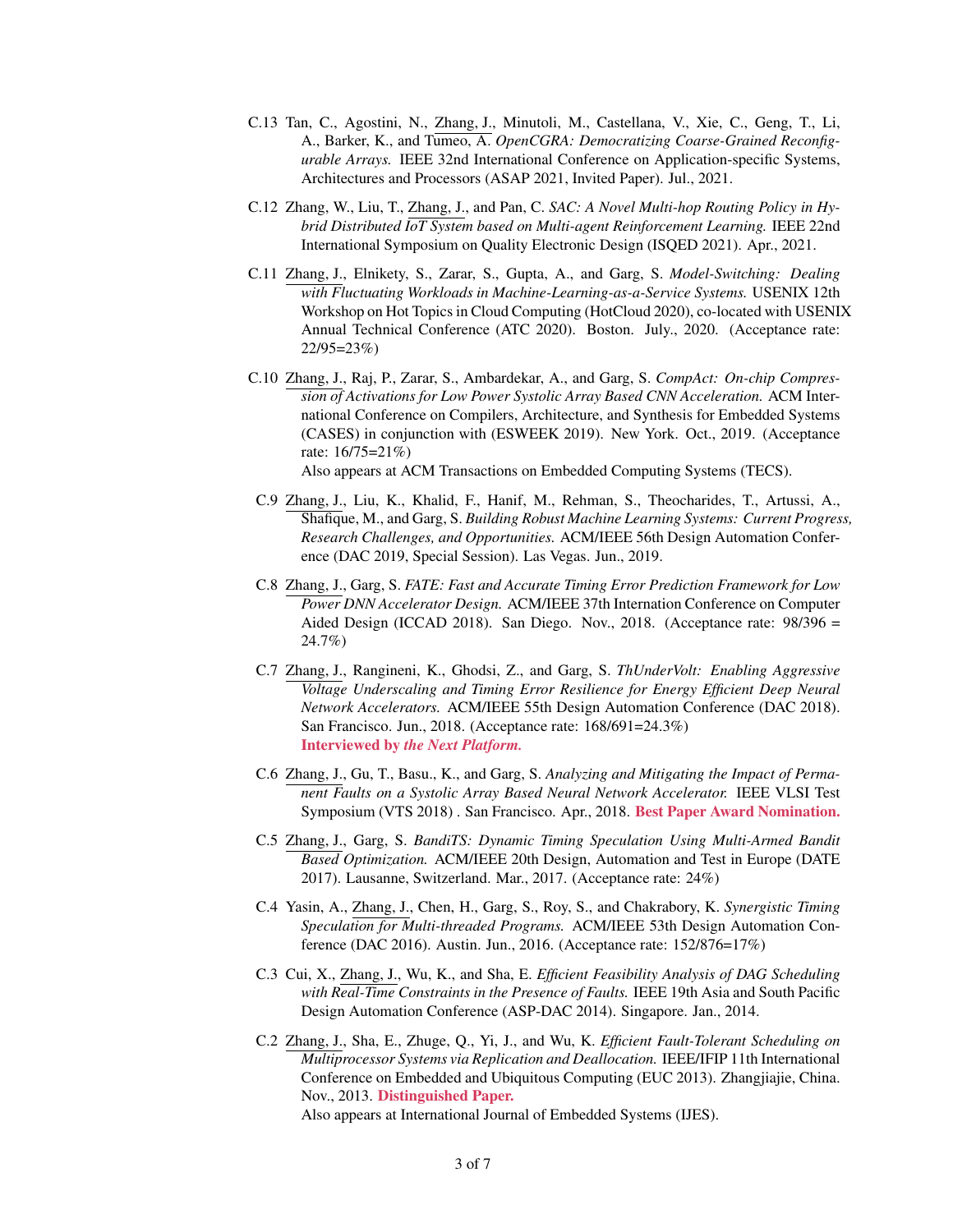C.13 Tan, C., Agostini, N., Zhang, J., Minutoli, M., Castellana, V., Xie, C., Geng, T., Li, A., Barker, K., and Tumeo, A. *OpenCGRA: Democratizing Coarse-Grained Reconfigurable Arrays.* IEEE 32nd International Conference on Application-specific Systems, Architectures and Processors (ASAP 2021, Invited Paper). Jul., 2021.

C.12 Zhang, W., Liu, T., Zhang, J., and Pan, C. *SAC: A Novel Multi-hop Routing Policy in Hybrid Distributed IoT System based on Multi-agent Reinforcement Learning.* IEEE 22nd International Symposium on Quality Electronic Design (ISQED 2021). Apr., 2021.

C.11 Zhang, J., Elnikety, S., Zarar, S., Gupta, A., and Garg, S. *Model-Switching: Dealing with Fluctuating Workloads in Machine-Learning-as-a-Service Systems.* USENIX 12th Workshop on Hot Topics in Cloud Computing (HotCloud 2020), co-located with USENIX Annual Technical Conference (ATC 2020). Boston. July., 2020. (Acceptance rate: 22/95=23%)

C.10 Zhang, J., Raj, P., Zarar, S., Ambardekar, A., and Garg, S. *CompAct: On-chip Compression of Activations for Low Power Systolic Array Based CNN Acceleration.* ACM International Conference on Compilers, Architecture, and Synthesis for Embedded Systems (CASES) in conjunction with (ESWEEK 2019). New York. Oct., 2019. (Acceptance rate: 16/75=21%)
Also appears at ACM Transactions on Embedded Computing Systems (TECS).

C.9 Zhang, J., Liu, K., Khalid, F., Hanif, M., Rehman, S., Theocharides, T., Artussi, A., Shafique, M., and Garg, S. *Building Robust Machine Learning Systems: Current Progress, Research Challenges, and Opportunities.* ACM/IEEE 56th Design Automation Conference (DAC 2019, Special Session). Las Vegas. Jun., 2019.

C.8 Zhang, J., Garg, S. *FATE: Fast and Accurate Timing Error Prediction Framework for Low Power DNN Accelerator Design.* ACM/IEEE 37th Internation Conference on Computer Aided Design (ICCAD 2018). San Diego. Nov., 2018. (Acceptance rate: 98/396 = 24.7%)

C.7 Zhang, J., Rangineni, K., Ghodsi, Z., and Garg, S. *ThUnderVolt: Enabling Aggressive Voltage Underscaling and Timing Error Resilience for Energy Efficient Deep Neural Network Accelerators.* ACM/IEEE 55th Design Automation Conference (DAC 2018). San Francisco. Jun., 2018. (Acceptance rate: 168/691=24.3%)
**Interviewed by *the Next Platform.***

C.6 Zhang, J., Gu, T., Basu., K., and Garg, S. *Analyzing and Mitigating the Impact of Permanent Faults on a Systolic Array Based Neural Network Accelerator.* IEEE VLSI Test Symposium (VTS 2018) . San Francisco. Apr., 2018. **Best Paper Award Nomination.**

C.5 Zhang, J., Garg, S. *BandiTS: Dynamic Timing Speculation Using Multi-Armed Bandit Based Optimization.* ACM/IEEE 20th Design, Automation and Test in Europe (DATE 2017). Lausanne, Switzerland. Mar., 2017. (Acceptance rate: 24%)

C.4 Yasin, A., Zhang, J., Chen, H., Garg, S., Roy, S., and Chakrabory, K. *Synergistic Timing Speculation for Multi-threaded Programs.* ACM/IEEE 53th Design Automation Conference (DAC 2016). Austin. Jun., 2016. (Acceptance rate: 152/876=17%)

C.3 Cui, X., Zhang, J., Wu, K., and Sha, E. *Efficient Feasibility Analysis of DAG Scheduling with Real-Time Constraints in the Presence of Faults.* IEEE 19th Asia and South Pacific Design Automation Conference (ASP-DAC 2014). Singapore. Jan., 2014.

C.2 Zhang, J., Sha, E., Zhuge, Q., Yi, J., and Wu, K. *Efficient Fault-Tolerant Scheduling on Multiprocessor Systems via Replication and Deallocation.* IEEE/IFIP 11th International Conference on Embedded and Ubiquitous Computing (EUC 2013). Zhangjiajie, China. Nov., 2013. **Distinguished Paper.**
Also appears at International Journal of Embedded Systems (IJES).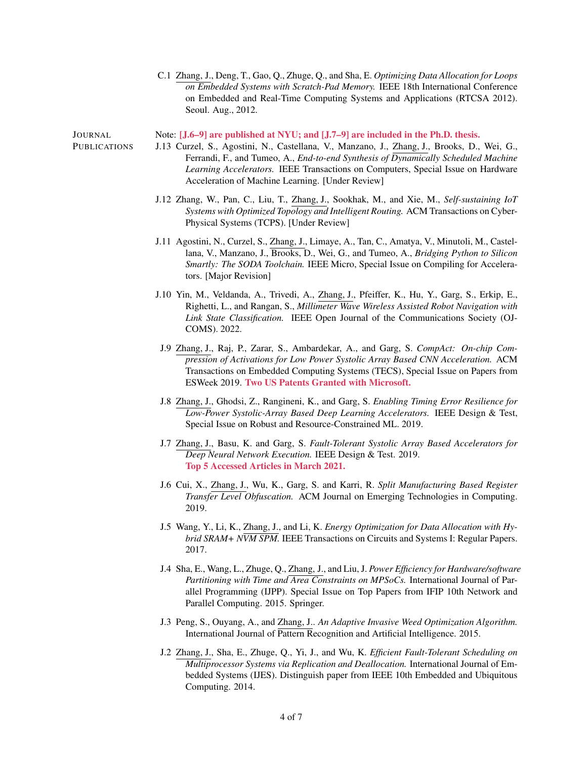C.1 Zhang, J., Deng, T., Gao, Q., Zhuge, Q., and Sha, E. *Optimizing Data Allocation for Loops on Embedded Systems with Scratch-Pad Memory.* IEEE 18th International Conference on Embedded and Real-Time Computing Systems and Applications (RTCSA 2012). Seoul. Aug., 2012.

## Journal Publications

Note: **[J.6–9] are published at NYU; and [J.7–9] are included in the Ph.D. thesis.**

J.13 Curzel, S., Agostini, N., Castellana, V., Manzano, J., Zhang, J., Brooks, D., Wei, G., Ferrandi, F., and Tumeo, A., *End-to-end Synthesis of Dynamically Scheduled Machine Learning Accelerators.* IEEE Transactions on Computers, Special Issue on Hardware Acceleration of Machine Learning. [Under Review]

J.12 Zhang, W., Pan, C., Liu, T., Zhang, J., Sookhak, M., and Xie, M., *Self-sustaining IoT Systems with Optimized Topology and Intelligent Routing.* ACM Transactions on Cyber-Physical Systems (TCPS). [Under Review]

J.11 Agostini, N., Curzel, S., Zhang, J., Limaye, A., Tan, C., Amatya, V., Minutoli, M., Castellana, V., Manzano, J., Brooks, D., Wei, G., and Tumeo, A., *Bridging Python to Silicon Smartly: The SODA Toolchain.* IEEE Micro, Special Issue on Compiling for Accelerators. [Major Revision]

J.10 Yin, M., Veldanda, A., Trivedi, A., Zhang, J., Pfeiffer, K., Hu, Y., Garg, S., Erkip, E., Righetti, L., and Rangan, S., *Millimeter Wave Wireless Assisted Robot Navigation with Link State Classification.* IEEE Open Journal of the Communications Society (OJ-COMS). 2022.

J.9 Zhang, J., Raj, P., Zarar, S., Ambardekar, A., and Garg, S. *CompAct: On-chip Compression of Activations for Low Power Systolic Array Based CNN Acceleration.* ACM Transactions on Embedded Computing Systems (TECS), Special Issue on Papers from ESWeek 2019. **Two US Patents Granted with Microsoft.**

J.8 Zhang, J., Ghodsi, Z., Rangineni, K., and Garg, S. *Enabling Timing Error Resilience for Low-Power Systolic-Array Based Deep Learning Accelerators.* IEEE Design & Test, Special Issue on Robust and Resource-Constrained ML. 2019.

J.7 Zhang, J., Basu, K. and Garg, S. *Fault-Tolerant Systolic Array Based Accelerators for Deep Neural Network Execution.* IEEE Design & Test. 2019.
**Top 5 Accessed Articles in March 2021.**

J.6 Cui, X., Zhang, J., Wu, K., Garg, S. and Karri, R. *Split Manufacturing Based Register Transfer Level Obfuscation.* ACM Journal on Emerging Technologies in Computing. 2019.

J.5 Wang, Y., Li, K., Zhang, J., and Li, K. *Energy Optimization for Data Allocation with Hybrid SRAM+ NVM SPM.* IEEE Transactions on Circuits and Systems I: Regular Papers. 2017.

J.4 Sha, E., Wang, L., Zhuge, Q., Zhang, J., and Liu, J. *Power Efficiency for Hardware/software Partitioning with Time and Area Constraints on MPSoCs.* International Journal of Parallel Programming (IJPP). Special Issue on Top Papers from IFIP 10th Network and Parallel Computing. 2015. Springer.

J.3 Peng, S., Ouyang, A., and Zhang, J.. *An Adaptive Invasive Weed Optimization Algorithm.* International Journal of Pattern Recognition and Artificial Intelligence. 2015.

J.2 Zhang, J., Sha, E., Zhuge, Q., Yi, J., and Wu, K. *Efficient Fault-Tolerant Scheduling on Multiprocessor Systems via Replication and Deallocation.* International Journal of Embedded Systems (IJES). Distinguish paper from IEEE 10th Embedded and Ubiquitous Computing. 2014.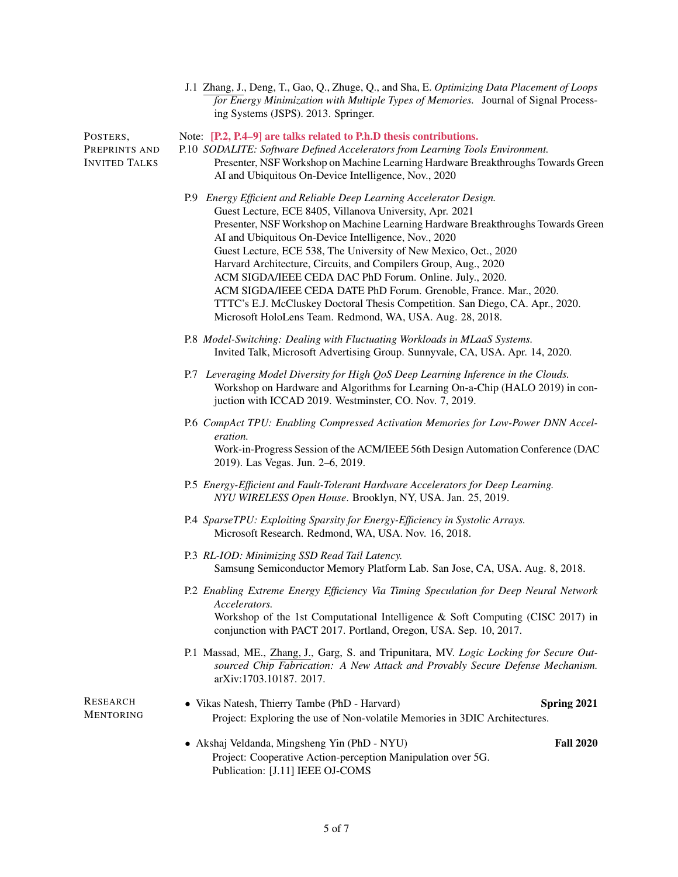J.1 Zhang, J., Deng, T., Gao, Q., Zhuge, Q., and Sha, E. *Optimizing Data Placement of Loops for Energy Minimization with Multiple Types of Memories.* Journal of Signal Processing Systems (JSPS). 2013. Springer.

## Posters, Preprints and Invited Talks

Note: **[P.2, P.4–9] are talks related to P.h.D thesis contributions.**

P.10 *SODALITE: Software Defined Accelerators from Learning Tools Environment.*
Presenter, NSF Workshop on Machine Learning Hardware Breakthroughs Towards Green AI and Ubiquitous On-Device Intelligence, Nov., 2020

P.9 *Energy Efficient and Reliable Deep Learning Accelerator Design.*
Guest Lecture, ECE 8405, Villanova University, Apr. 2021
Presenter, NSF Workshop on Machine Learning Hardware Breakthroughs Towards Green AI and Ubiquitous On-Device Intelligence, Nov., 2020
Guest Lecture, ECE 538, The University of New Mexico, Oct., 2020
Harvard Architecture, Circuits, and Compilers Group, Aug., 2020
ACM SIGDA/IEEE CEDA DAC PhD Forum. Online. July., 2020.
ACM SIGDA/IEEE CEDA DATE PhD Forum. Grenoble, France. Mar., 2020.
TTTC's E.J. McCluskey Doctoral Thesis Competition. San Diego, CA. Apr., 2020.
Microsoft HoloLens Team. Redmond, WA, USA. Aug. 28, 2018.

P.8 *Model-Switching: Dealing with Fluctuating Workloads in MLaaS Systems.*
Invited Talk, Microsoft Advertising Group. Sunnyvale, CA, USA. Apr. 14, 2020.

P.7 *Leveraging Model Diversity for High QoS Deep Learning Inference in the Clouds.*
Workshop on Hardware and Algorithms for Learning On-a-Chip (HALO 2019) in conjuction with ICCAD 2019. Westminster, CO. Nov. 7, 2019.

P.6 *CompAct TPU: Enabling Compressed Activation Memories for Low-Power DNN Acceleration.*
Work-in-Progress Session of the ACM/IEEE 56th Design Automation Conference (DAC 2019). Las Vegas. Jun. 2–6, 2019.

P.5 *Energy-Efficient and Fault-Tolerant Hardware Accelerators for Deep Learning.*
*NYU WIRELESS Open House*. Brooklyn, NY, USA. Jan. 25, 2019.

P.4 *SparseTPU: Exploiting Sparsity for Energy-Efficiency in Systolic Arrays.*
Microsoft Research. Redmond, WA, USA. Nov. 16, 2018.

P.3 *RL-IOD: Minimizing SSD Read Tail Latency.*
Samsung Semiconductor Memory Platform Lab. San Jose, CA, USA. Aug. 8, 2018.

P.2 *Enabling Extreme Energy Efficiency Via Timing Speculation for Deep Neural Network Accelerators.*
Workshop of the 1st Computational Intelligence & Soft Computing (CISC 2017) in conjunction with PACT 2017. Portland, Oregon, USA. Sep. 10, 2017.

P.1 Massad, ME., Zhang, J., Garg, S. and Tripunitara, MV. *Logic Locking for Secure Outsourced Chip Fabrication: A New Attack and Provably Secure Defense Mechanism.* arXiv:1703.10187. 2017.

## Research Mentoring

- Vikas Natesh, Thierry Tambe (PhD - Harvard) — **Spring 2021**
  Project: Exploring the use of Non-volatile Memories in 3DIC Architectures.

- Akshaj Veldanda, Mingsheng Yin (PhD - NYU) — **Fall 2020**
  Project: Cooperative Action-perception Manipulation over 5G.
  Publication: [J.11] IEEE OJ-COMS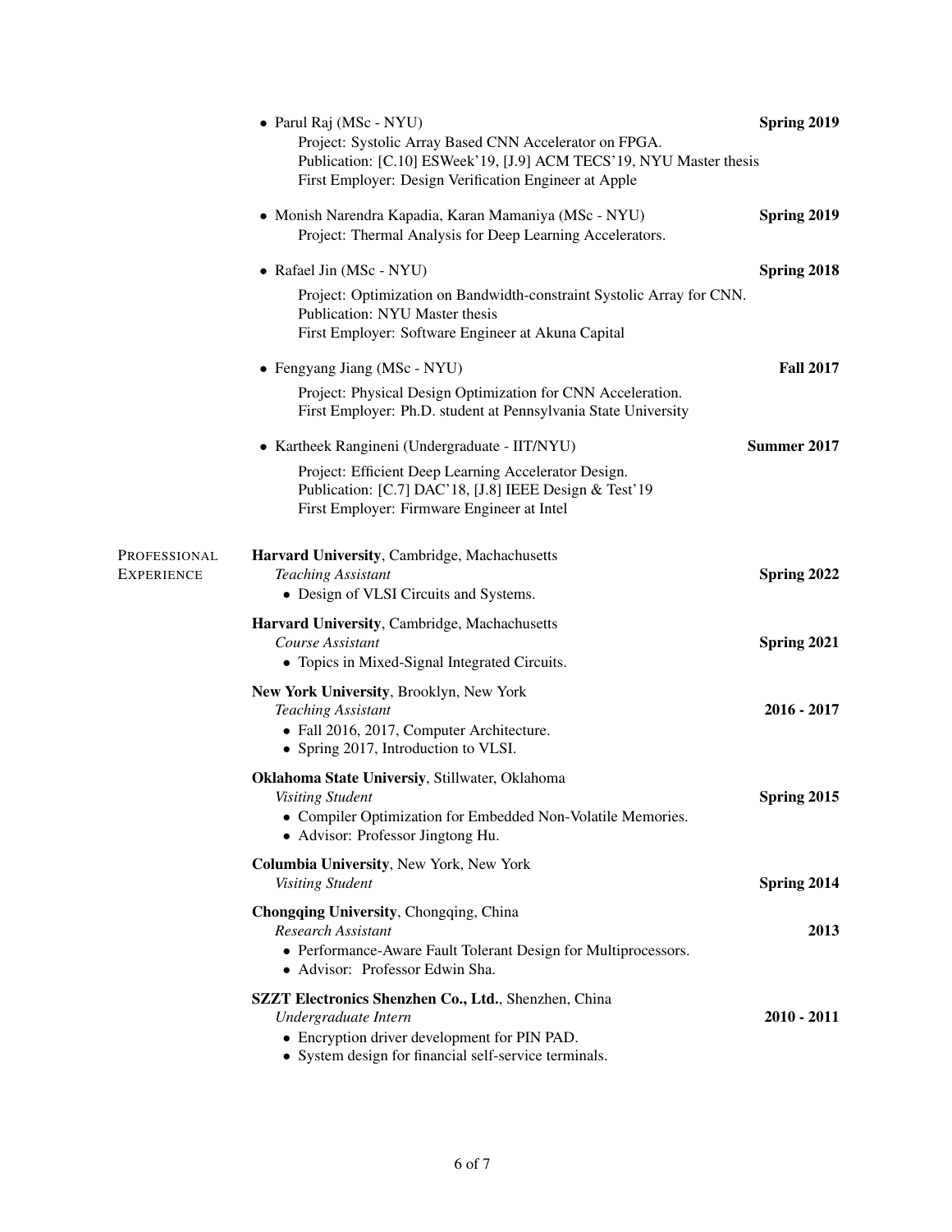- Parul Raj (MSc - NYU) **Spring 2019**
  Project: Systolic Array Based CNN Accelerator on FPGA.
  Publication: [C.10] ESWeek'19, [J.9] ACM TECS'19, NYU Master thesis
  First Employer: Design Verification Engineer at Apple

- Monish Narendra Kapadia, Karan Mamaniya (MSc - NYU) **Spring 2019**
  Project: Thermal Analysis for Deep Learning Accelerators.

- Rafael Jin (MSc - NYU) **Spring 2018**
  Project: Optimization on Bandwidth-constraint Systolic Array for CNN.
  Publication: NYU Master thesis
  First Employer: Software Engineer at Akuna Capital

- Fengyang Jiang (MSc - NYU) **Fall 2017**
  Project: Physical Design Optimization for CNN Acceleration.
  First Employer: Ph.D. student at Pennsylvania State University

- Kartheek Rangineni (Undergraduate - IIT/NYU) **Summer 2017**
  Project: Efficient Deep Learning Accelerator Design.
  Publication: [C.7] DAC'18, [J.8] IEEE Design & Test'19
  First Employer: Firmware Engineer at Intel

## Professional Experience

**Harvard University**, Cambridge, Machachusetts
*Teaching Assistant* **Spring 2022**
- Design of VLSI Circuits and Systems.

**Harvard University**, Cambridge, Machachusetts
*Course Assistant* **Spring 2021**
- Topics in Mixed-Signal Integrated Circuits.

**New York University**, Brooklyn, New York
*Teaching Assistant* **2016 - 2017**
- Fall 2016, 2017, Computer Architecture.
- Spring 2017, Introduction to VLSI.

**Oklahoma State Universiy**, Stillwater, Oklahoma
*Visiting Student* **Spring 2015**
- Compiler Optimization for Embedded Non-Volatile Memories.
- Advisor: Professor Jingtong Hu.

**Columbia University**, New York, New York
*Visiting Student* **Spring 2014**

**Chongqing University**, Chongqing, China
*Research Assistant* **2013**
- Performance-Aware Fault Tolerant Design for Multiprocessors.
- Advisor: Professor Edwin Sha.

**SZZT Electronics Shenzhen Co., Ltd.**, Shenzhen, China
*Undergraduate Intern* **2010 - 2011**
- Encryption driver development for PIN PAD.
- System design for financial self-service terminals.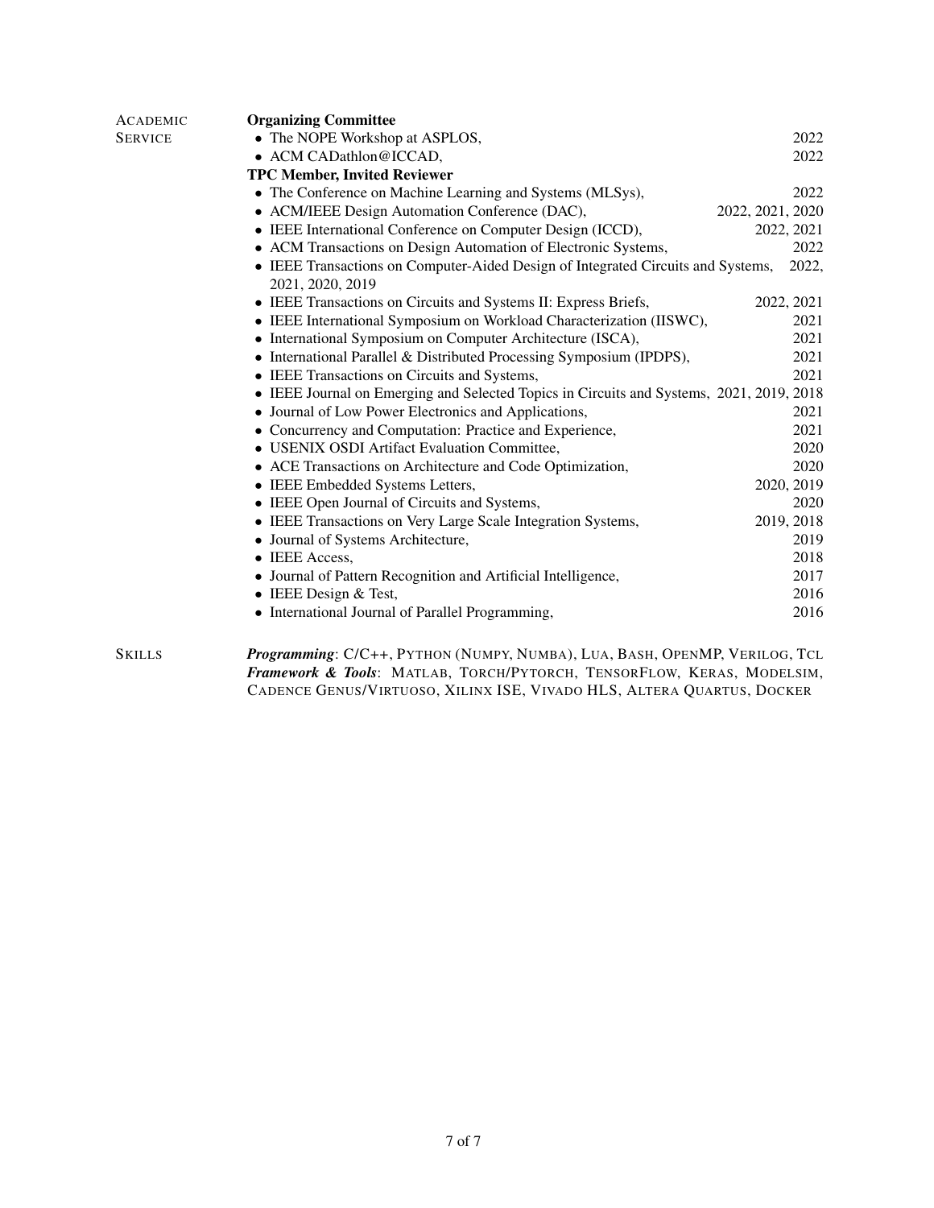## Academic Service

**Organizing Committee**

- The NOPE Workshop at ASPLOS, 2022
- ACM CADathlon@ICCAD, 2022

**TPC Member, Invited Reviewer**

- The Conference on Machine Learning and Systems (MLSys), 2022
- ACM/IEEE Design Automation Conference (DAC), 2022, 2021, 2020
- IEEE International Conference on Computer Design (ICCD), 2022, 2021
- ACM Transactions on Design Automation of Electronic Systems, 2022
- IEEE Transactions on Computer-Aided Design of Integrated Circuits and Systems, 2022, 2021, 2020, 2019
- IEEE Transactions on Circuits and Systems II: Express Briefs, 2022, 2021
- IEEE International Symposium on Workload Characterization (IISWC), 2021
- International Symposium on Computer Architecture (ISCA), 2021
- International Parallel & Distributed Processing Symposium (IPDPS), 2021
- IEEE Transactions on Circuits and Systems, 2021
- IEEE Journal on Emerging and Selected Topics in Circuits and Systems, 2021, 2019, 2018
- Journal of Low Power Electronics and Applications, 2021
- Concurrency and Computation: Practice and Experience, 2021
- USENIX OSDI Artifact Evaluation Committee, 2020
- ACE Transactions on Architecture and Code Optimization, 2020
- IEEE Embedded Systems Letters, 2020, 2019
- IEEE Open Journal of Circuits and Systems, 2020
- IEEE Transactions on Very Large Scale Integration Systems, 2019, 2018
- Journal of Systems Architecture, 2019
- IEEE Access, 2018
- Journal of Pattern Recognition and Artificial Intelligence, 2017
- IEEE Design & Test, 2016
- International Journal of Parallel Programming, 2016

## Skills

***Programming***: C/C++, Python (NumPy, Numba), Lua, Bash, OpenMP, Verilog, Tcl
***Framework & Tools***: Matlab, Torch/PyTorch, TensorFlow, Keras, Modelsim, Cadence Genus/Virtuoso, Xilinx ISE, Vivado HLS, Altera Quartus, Docker